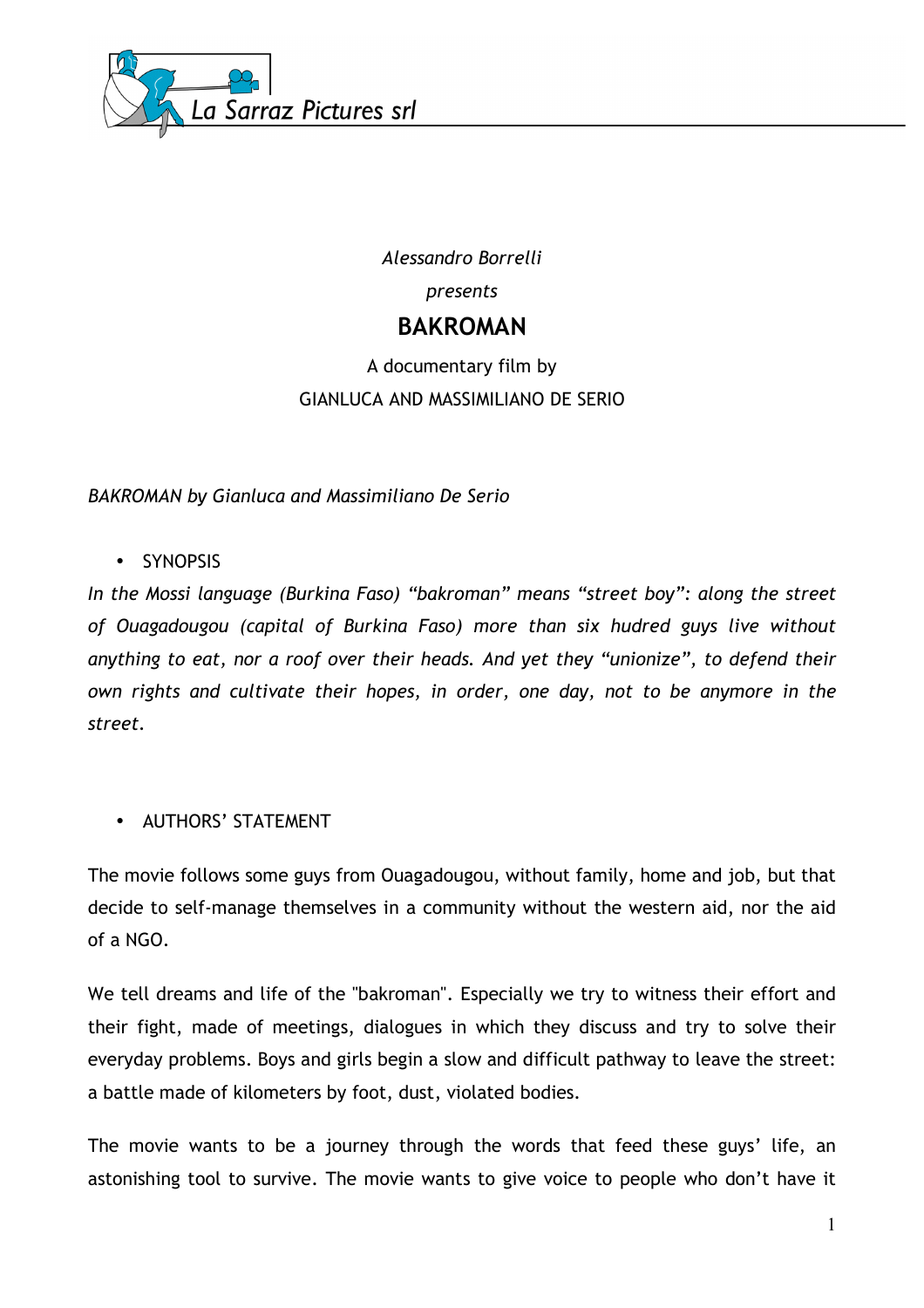La Sarraz Pictures srl

*Alessandro Borrelli*

*presents*

# BAKROMAN

A documentary film by

GIANLUCA AND MASSIMILIANO DE SERIO

*BAKROMAN by Gianluca and Massimiliano De Serio*

- SYNOPSIS

*In the Mossi language (Burkina Faso) "bakroman" means "street boy": along the street of Ouagadougou (capital of Burkina Faso) more than six hudred guys live without anything to eat, nor a roof over their heads. And yet they "unionize", to defend their own rights and cultivate their hopes, in order, one day, not to be anymore in the street.*

- AUTHORS' STATEMENT

The movie follows some guys from Ouagadougou, without family, home and job, but that decide to self-manage themselves in a community without the western aid, nor the aid of a NGO.

We tell dreams and life of the "bakroman". Especially we try to witness their effort and their fight, made of meetings, dialogues in which they discuss and try to solve their everyday problems. Boys and girls begin a slow and difficult pathway to leave the street: a battle made of kilometers by foot, dust, violated bodies.

The movie wants to be a journey through the words that feed these guys' life, an astonishing tool to survive. The movie wants to give voice to people who don't have it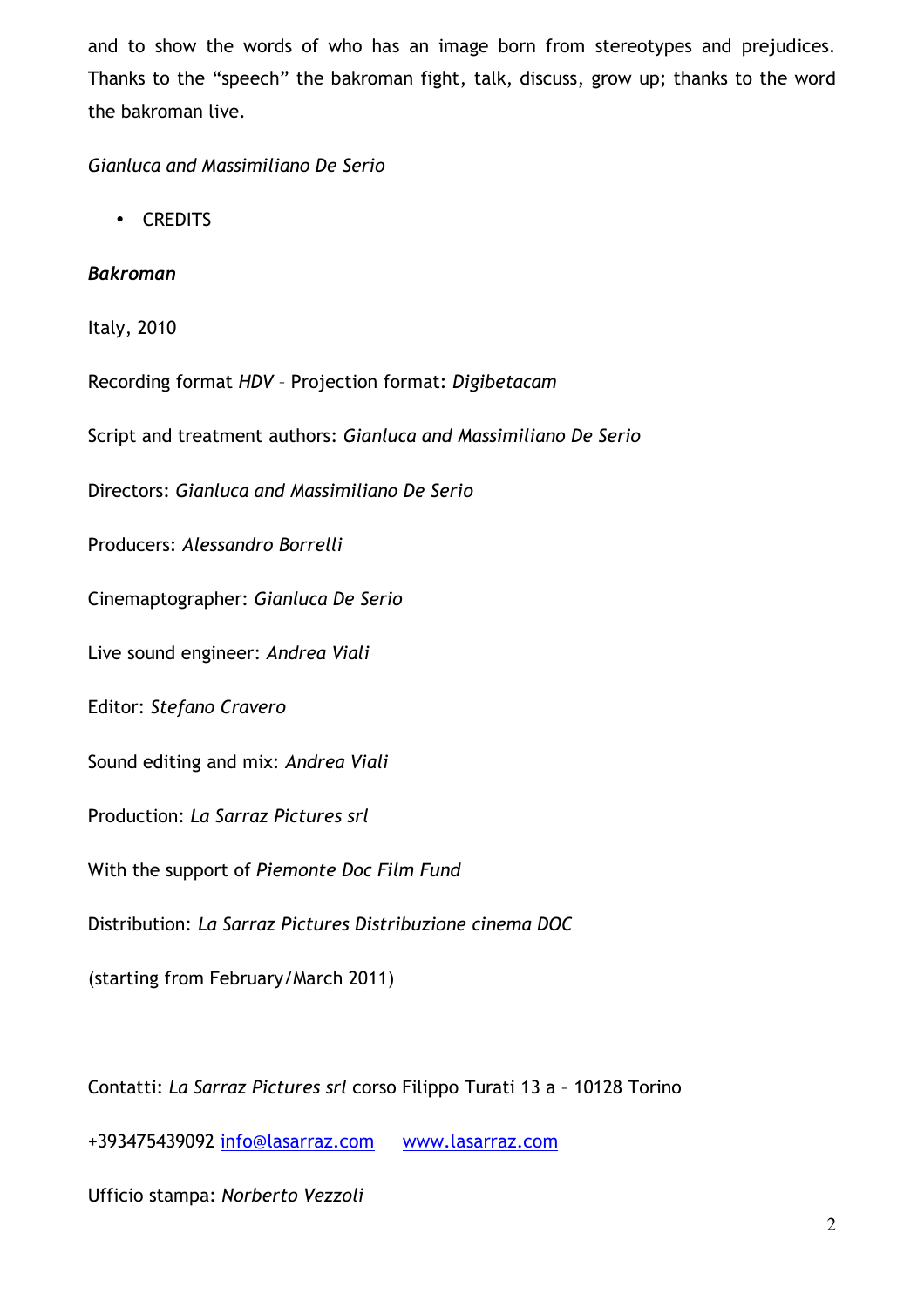and to show the words of who has an image born from stereotypes and prejudices. Thanks to the “speech” the bakroman fight, talk, discuss, grow up; thanks to the word the bakroman live.

*Gianluca and Massimiliano De Serio*

- CREDITS

***Bakroman***

Italy, 2010

Recording format *HDV* – Projection format: *Digibetacam*

Script and treatment authors: *Gianluca and Massimiliano De Serio*

Directors: *Gianluca and Massimiliano De Serio*

Producers: *Alessandro Borrelli*

Cinemaptographer: *Gianluca De Serio*

Live sound engineer: *Andrea Viali*

Editor: *Stefano Cravero*

Sound editing and mix: *Andrea Viali*

Production: *La Sarraz Pictures srl*

With the support of *Piemonte Doc Film Fund*

Distribution: *La Sarraz Pictures Distribuzione cinema DOC*

(starting from February/March 2011)

Contatti: *La Sarraz Pictures srl* corso Filippo Turati 13 a – 10128 Torino

+393475439092 info@lasarraz.com www.lasarraz.com

Ufficio stampa: *Norberto Vezzoli*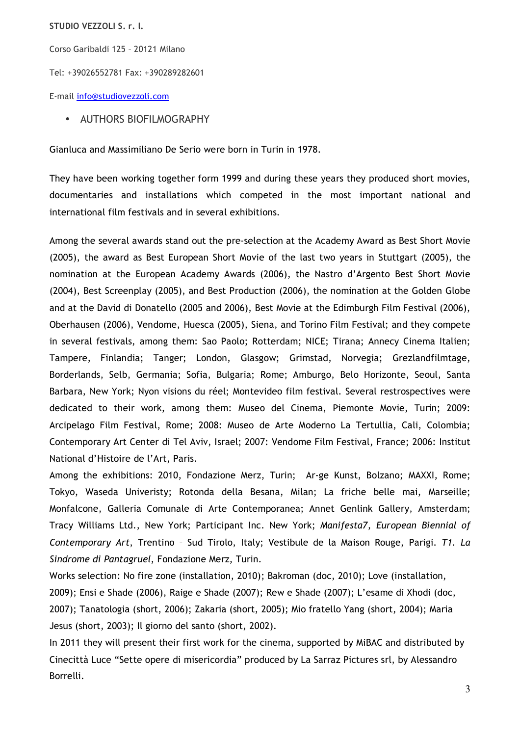**STUDIO VEZZOLI S. r. l.**

Corso Garibaldi 125 – 20121 Milano

Tel: +39026552781 Fax: +390289282601

E-mail info@studiovezzoli.com

- AUTHORS BIOFILMOGRAPHY

Gianluca and Massimiliano De Serio were born in Turin in 1978.

They have been working together form 1999 and during these years they produced short movies, documentaries and installations which competed in the most important national and international film festivals and in several exhibitions.

Among the several awards stand out the pre-selection at the Academy Award as Best Short Movie (2005), the award as Best European Short Movie of the last two years in Stuttgart (2005), the nomination at the European Academy Awards (2006), the Nastro d'Argento Best Short Movie (2004), Best Screenplay (2005), and Best Production (2006), the nomination at the Golden Globe and at the David di Donatello (2005 and 2006), Best Movie at the Edimburgh Film Festival (2006), Oberhausen (2006), Vendome, Huesca (2005), Siena, and Torino Film Festival; and they compete in several festivals, among them: Sao Paolo; Rotterdam; NICE; Tirana; Annecy Cinema Italien; Tampere, Finlandia; Tanger; London, Glasgow; Grimstad, Norvegia; Grezlandfilmtage, Borderlands, Selb, Germania; Sofia, Bulgaria; Rome; Amburgo, Belo Horizonte, Seoul, Santa Barbara, New York; Nyon visions du réel; Montevideo film festival. Several restrospectives were dedicated to their work, among them: Museo del Cinema, Piemonte Movie, Turin; 2009: Arcipelago Film Festival, Rome; 2008: Museo de Arte Moderno La Tertullia, Cali, Colombia; Contemporary Art Center di Tel Aviv, Israel; 2007: Vendome Film Festival, France; 2006: Institut National d'Histoire de l'Art, Paris.

Among the exhibitions: 2010, Fondazione Merz, Turin; Ar-ge Kunst, Bolzano; MAXXI, Rome; Tokyo, Waseda Univeristy; Rotonda della Besana, Milan; La friche belle mai, Marseille; Monfalcone, Galleria Comunale di Arte Contemporanea; Annet Genlink Gallery, Amsterdam; Tracy Williams Ltd., New York; Participant Inc. New York; *Manifesta7, European Biennial of Contemporary Art*, Trentino – Sud Tirolo, Italy; Vestibule de la Maison Rouge, Parigi. *T1. La Sindrome di Pantagruel*, Fondazione Merz, Turin.

Works selection: No fire zone (installation, 2010); Bakroman (doc, 2010); Love (installation, 2009); Ensi e Shade (2006), Raige e Shade (2007); Rew e Shade (2007); L'esame di Xhodi (doc, 2007); Tanatologia (short, 2006); Zakaria (short, 2005); Mio fratello Yang (short, 2004); Maria Jesus (short, 2003); Il giorno del santo (short, 2002).

In 2011 they will present their first work for the cinema, supported by MiBAC and distributed by Cinecittà Luce "Sette opere di misericordia" produced by La Sarraz Pictures srl, by Alessandro Borrelli.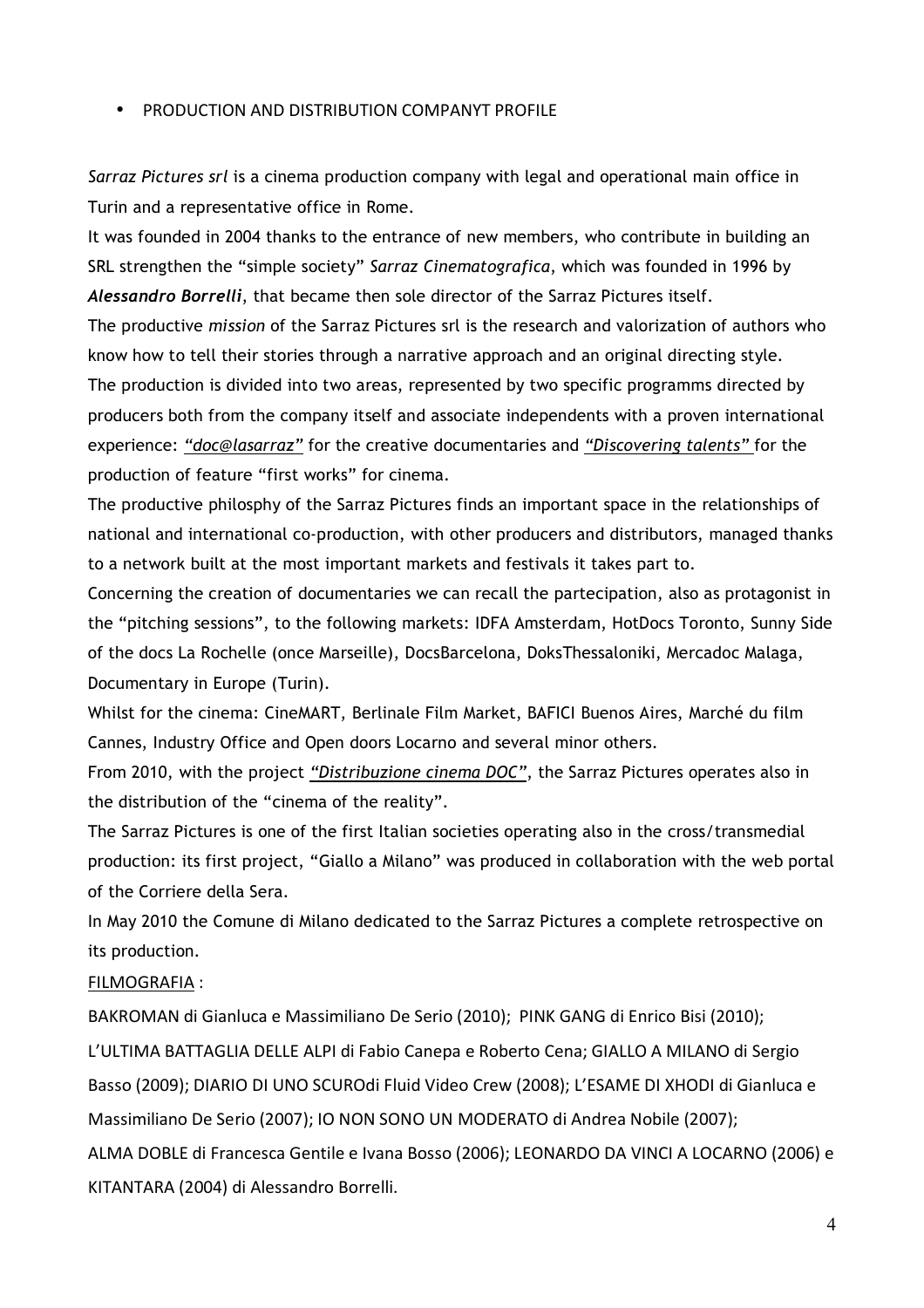- PRODUCTION AND DISTRIBUTION COMPANYT PROFILE

*Sarraz Pictures srl* is a cinema production company with legal and operational main office in Turin and a representative office in Rome.

It was founded in 2004 thanks to the entrance of new members, who contribute in building an SRL strengthen the "simple society" *Sarraz Cinematografica*, which was founded in 1996 by ***Alessandro Borrelli***, that became then sole director of the Sarraz Pictures itself.

The productive *mission* of the Sarraz Pictures srl is the research and valorization of authors who know how to tell their stories through a narrative approach and an original directing style.

The production is divided into two areas, represented by two specific programms directed by producers both from the company itself and associate independents with a proven international experience: *"doc@lasarraz"* for the creative documentaries and *"Discovering talents"* for the production of feature "first works" for cinema.

The productive philosphy of the Sarraz Pictures finds an important space in the relationships of national and international co-production, with other producers and distributors, managed thanks to a network built at the most important markets and festivals it takes part to.

Concerning the creation of documentaries we can recall the partecipation, also as protagonist in the "pitching sessions", to the following markets: IDFA Amsterdam, HotDocs Toronto, Sunny Side of the docs La Rochelle (once Marseille), DocsBarcelona, DoksThessaloniki, Mercadoc Malaga, Documentary in Europe (Turin).

Whilst for the cinema: CineMART, Berlinale Film Market, BAFICI Buenos Aires, Marché du film Cannes, Industry Office and Open doors Locarno and several minor others.

From 2010, with the project *"Distribuzione cinema DOC"*, the Sarraz Pictures operates also in the distribution of the "cinema of the reality".

The Sarraz Pictures is one of the first Italian societies operating also in the cross/transmedial production: its first project, "Giallo a Milano" was produced in collaboration with the web portal of the Corriere della Sera.

In May 2010 the Comune di Milano dedicated to the Sarraz Pictures a complete retrospective on its production.

FILMOGRAFIA :

BAKROMAN di Gianluca e Massimiliano De Serio (2010); PINK GANG di Enrico Bisi (2010); L'ULTIMA BATTAGLIA DELLE ALPI di Fabio Canepa e Roberto Cena; GIALLO A MILANO di Sergio Basso (2009); DIARIO DI UNO SCUROdi Fluid Video Crew (2008); L'ESAME DI XHODI di Gianluca e Massimiliano De Serio (2007); IO NON SONO UN MODERATO di Andrea Nobile (2007); ALMA DOBLE di Francesca Gentile e Ivana Bosso (2006); LEONARDO DA VINCI A LOCARNO (2006) e KITANTARA (2004) di Alessandro Borrelli.